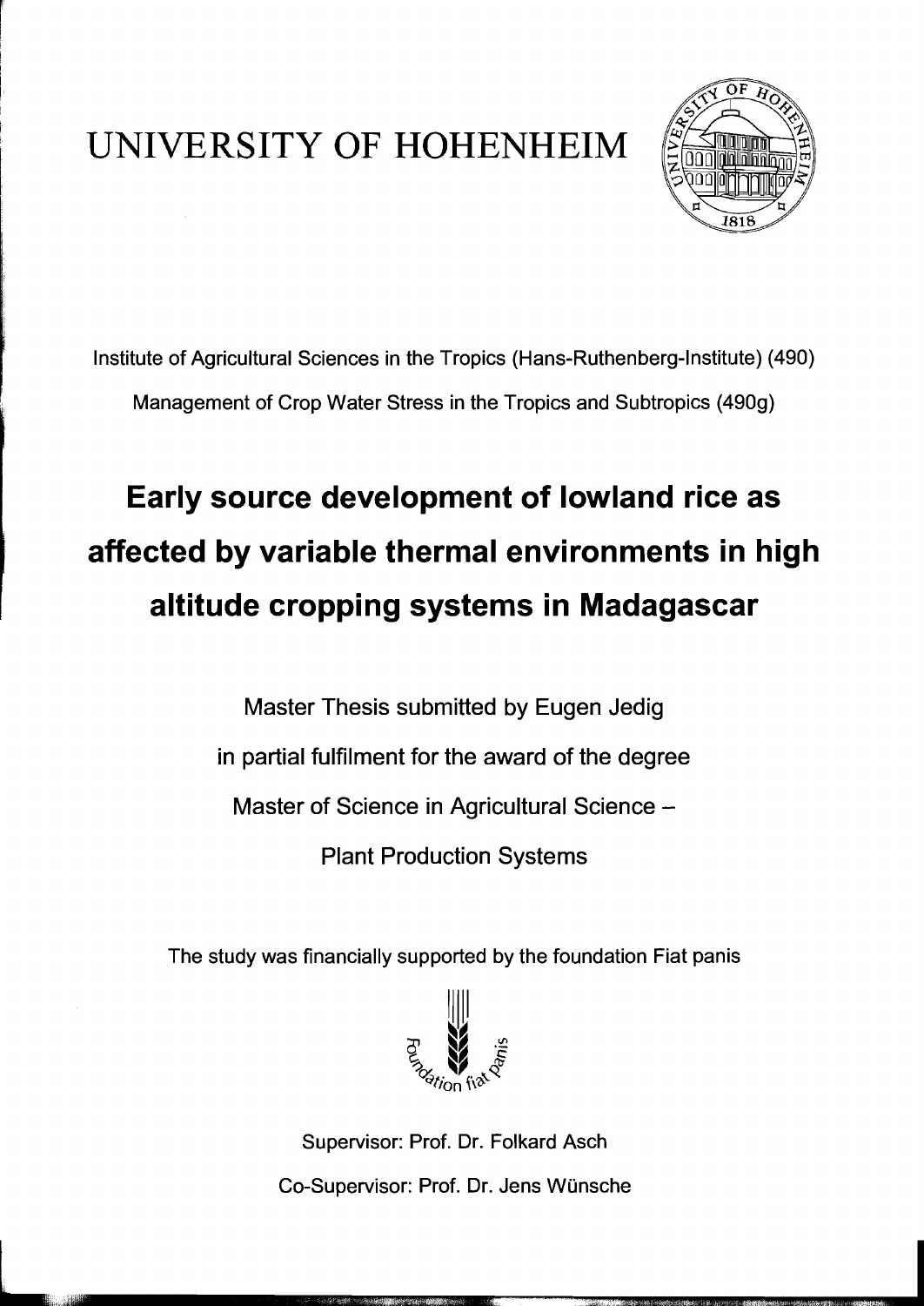UNIVERSITY OF HOHENHEIM

Institute of Agricultural Sciences in the Tropics (Hans-Ruthenberg-Institute) (490)

Management of Crop Water Stress in the Tropics and Subtropics (490g)

# Early source development of lowland rice as affected by variable thermal environments in high altitude cropping systems in Madagascar

Master Thesis submitted by Eugen Jedig

in partial fulfilment for the award of the degree

Master of Science in Agricultural Science –

Plant Production Systems

The study was financially supported by the foundation Fiat panis

Supervisor: Prof. Dr. Folkard Asch

Co-Supervisor: Prof. Dr. Jens Wünsche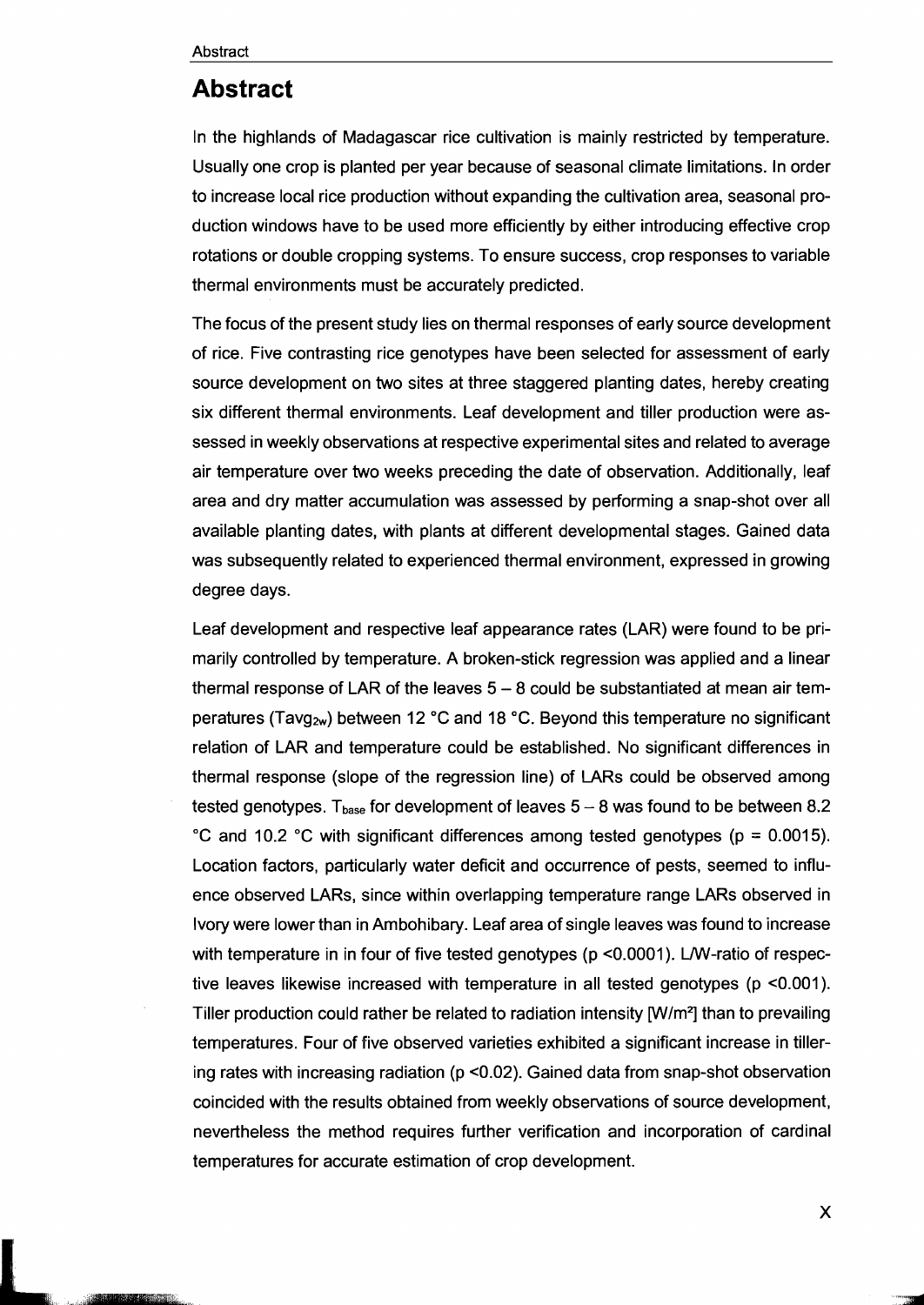# Abstract

In the highlands of Madagascar rice cultivation is mainly restricted by temperature. Usually one crop is planted per year because of seasonal climate limitations. In order to increase local rice production without expanding the cultivation area, seasonal production windows have to be used more efficiently by either introducing effective crop rotations or double cropping systems. To ensure success, crop responses to variable thermal environments must be accurately predicted.

The focus of the present study lies on thermal responses of early source development of rice. Five contrasting rice genotypes have been selected for assessment of early source development on two sites at three staggered planting dates, hereby creating six different thermal environments. Leaf development and tiller production were assessed in weekly observations at respective experimental sites and related to average air temperature over two weeks preceding the date of observation. Additionally, leaf area and dry matter accumulation was assessed by performing a snap-shot over all available planting dates, with plants at different developmental stages. Gained data was subsequently related to experienced thermal environment, expressed in growing degree days.

Leaf development and respective leaf appearance rates (LAR) were found to be primarily controlled by temperature. A broken-stick regression was applied and a linear thermal response of LAR of the leaves 5 – 8 could be substantiated at mean air temperatures ($Tavg_{2w}$) between 12 °C and 18 °C. Beyond this temperature no significant relation of LAR and temperature could be established. No significant differences in thermal response (slope of the regression line) of LARs could be observed among tested genotypes. $T_{base}$ for development of leaves 5 – 8 was found to be between 8.2 °C and 10.2 °C with significant differences among tested genotypes ($p = 0.0015$). Location factors, particularly water deficit and occurrence of pests, seemed to influence observed LARs, since within overlapping temperature range LARs observed in Ivory were lower than in Ambohibary. Leaf area of single leaves was found to increase with temperature in in four of five tested genotypes ($p < 0.0001$). L/W-ratio of respective leaves likewise increased with temperature in all tested genotypes ($p < 0.001$). Tiller production could rather be related to radiation intensity [W/m²] than to prevailing temperatures. Four of five observed varieties exhibited a significant increase in tillering rates with increasing radiation ($p < 0.02$). Gained data from snap-shot observation coincided with the results obtained from weekly observations of source development, nevertheless the method requires further verification and incorporation of cardinal temperatures for accurate estimation of crop development.